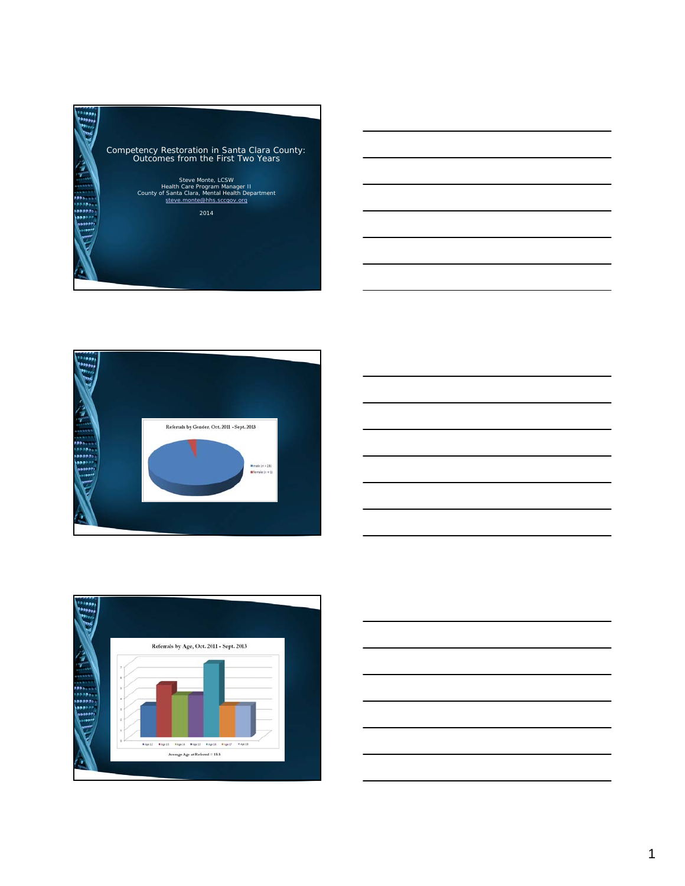# Competency Restoration in Santa Clara County: Outcomes from the First Two Years

Steve Monte, LCSW
Health Care Program Manager II
County of Santa Clara, Mental Health Department
steve.monte@hhs.sccgov.org

2014

---

**Referrals by Gender, Oct. 2011 - Sept. 2013**

- male (n = 28)
- female (n = 1)

---

**Referrals by Age, Oct. 2011 - Sept. 2013**

| Age | Referrals |
| --- | --- |
| Age 12 | 3 |
| Age 13 | 5 |
| Age 14 | 4 |
| Age 15 | 4 |
| Age 16 | 7 |
| Age 17 | 3 |
| Age 18 | 3 |

Average Age at Referral = 15.5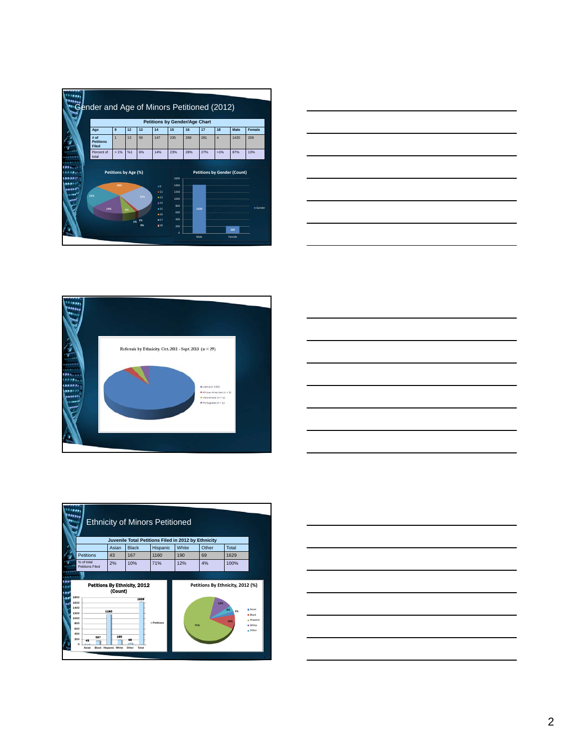## Gender and Age of Minors Petitioned (2012)

| Petitions by Gender/Age Chart | | | | | | | | | | |
|---|---|---|---|---|---|---|---|---|---|---|
| Age | 9 | 12 | 13 | 14 | 15 | 16 | 17 | 18 | Male | Female |
| # of Petitions Filed | 1 | 13 | 59 | 147 | 235 | 289 | 281 | 4 | 1420 | 209 |
| Percent of total | > 1% | %1 | 6% | 14% | 23% | 28% | 27% | >1% | 87% | 13% |

Petitions by Age (%)

Petitions by Gender (Count)

Referrals by Ethnicity. Oct. 2011 - Sept. 2013 (n = 29)

## Ethnicity of Minors Petitioned

| Juvenile Total Petitions Filed in 2012 by Ethnicity | | | | | | |
|---|---|---|---|---|---|---|
| | Asian | Black | Hispanic | White | Other | Total |
| Petitions | 43 | 167 | 1160 | 190 | 69 | 1629 |
| % of total Petitions Filed | 2% | 10% | 71% | 12% | 4% | 100% |

Petitions By Ethnicity, 2012 (Count)

Petitions By Ethnicity, 2012 (%)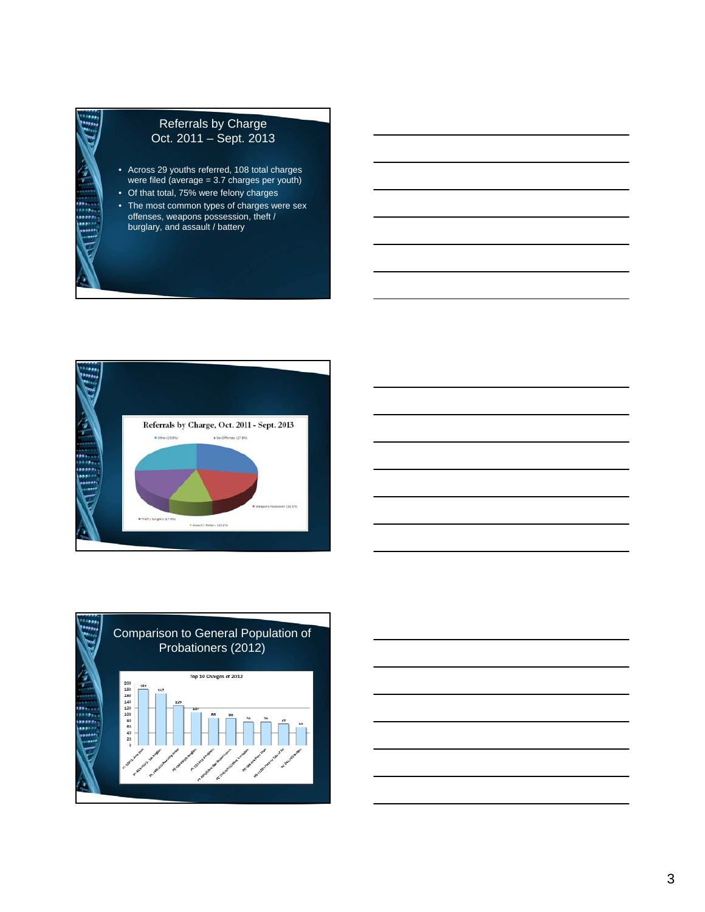## Referrals by Charge Oct. 2011 – Sept. 2013

- Across 29 youths referred, 108 total charges were filed (average = 3.7 charges per youth)
- Of that total, 75% were felony charges
- The most common types of charges were sex offenses, weapons possession, theft / burglary, and assault / battery

## Referrals by Charge, Oct. 2011 - Sept. 2013

- Other (25.9%)
- Sex Offenses (27.8%)
- Weapons Possession (18.5%)
- Assault / Battery (10.2%)
- Theft / Burglary (17.6%)

## Comparison to General Population of Probationers (2012)

Top 10 Charges of 2012

| Charge | Count |
|---|---|
| 1 | 181 |
| 2 | 167 |
| 3 | 129 |
| 4 | 107 |
| 5 | 89 |
| 6 | 89 |
| 7 | 76 |
| 8 | 76 |
| 9 | 73 |
| 10 | 53 |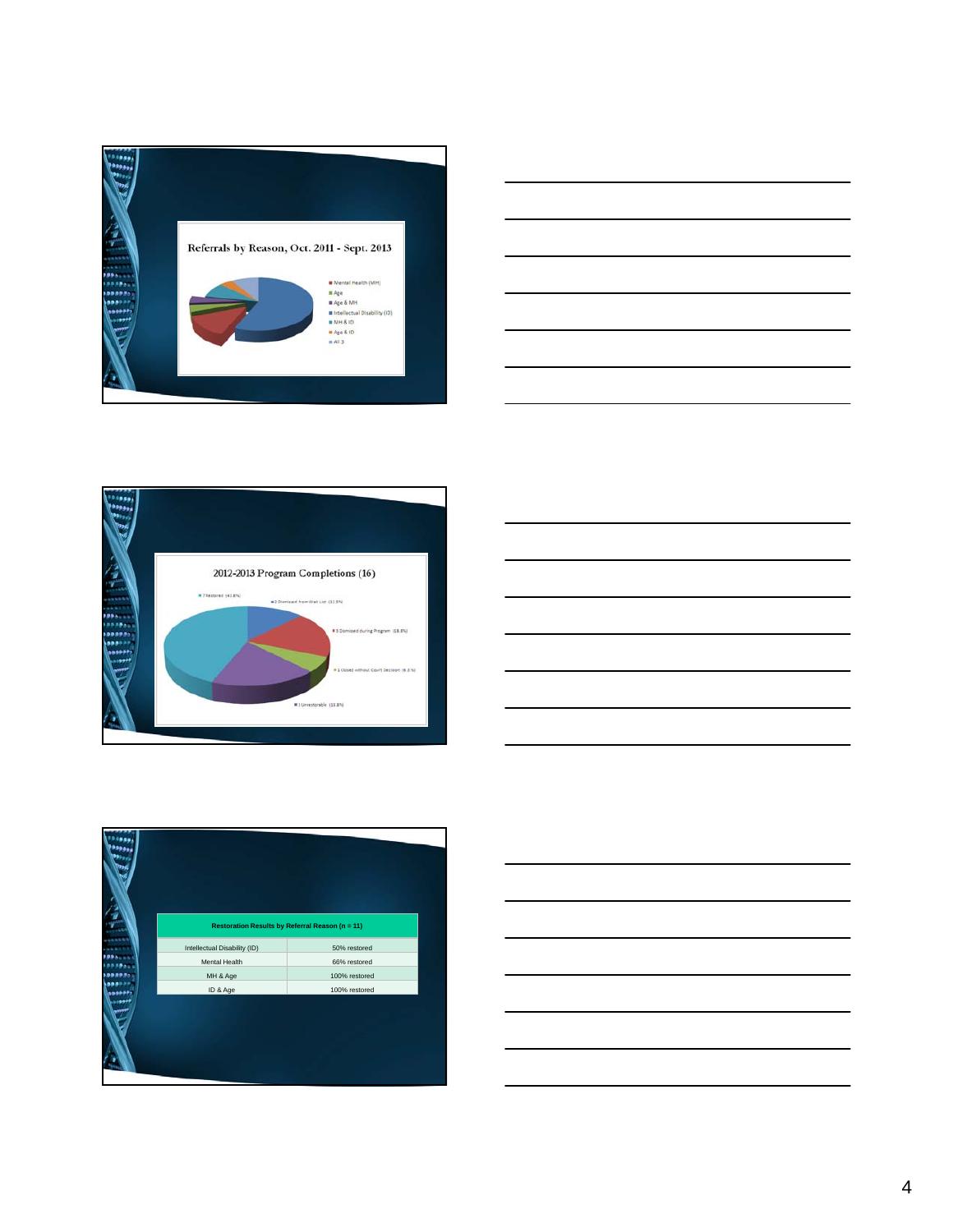## Referrals by Reason, Oct. 2011 - Sept. 2013

- Mental Health (MH)
- Age
- Age & MH
- Intellectual Disability (ID)
- MH & ID
- Age & ID
- All 3

## 2012-2013 Program Completions (16)

- 7 Restored (41.8%)
- 2 Dismissed from Wait List (11.8%)
- 3 Dismissed during Program (18.8%)
- 1 Closed without Court Decision (6.3%)
- 3 Unrestorable (18.8%)

| Restoration Results by Referral Reason (n = 11) | |
|---|---|
| Intellectual Disability (ID) | 50% restored |
| Mental Health | 66% restored |
| MH & Age | 100% restored |
| ID & Age | 100% restored |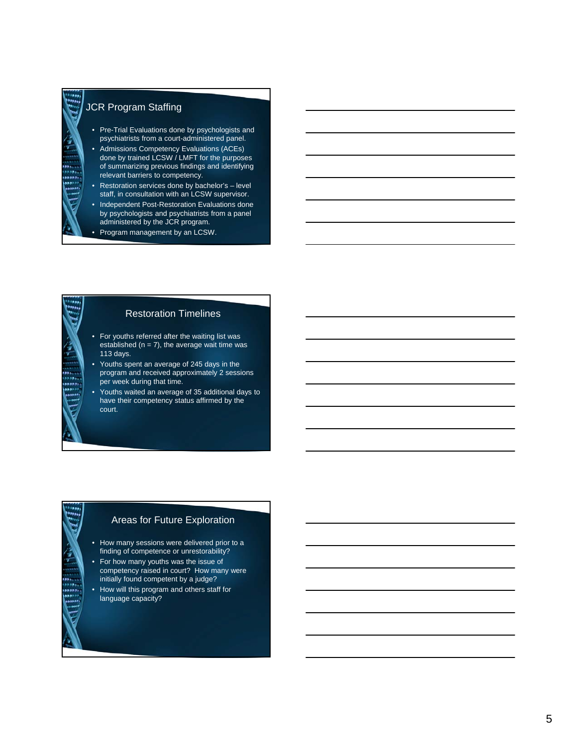## JCR Program Staffing

- Pre-Trial Evaluations done by psychologists and psychiatrists from a court-administered panel.
- Admissions Competency Evaluations (ACEs) done by trained LCSW / LMFT for the purposes of summarizing previous findings and identifying relevant barriers to competency.
- Restoration services done by bachelor's – level staff, in consultation with an LCSW supervisor.
- Independent Post-Restoration Evaluations done by psychologists and psychiatrists from a panel administered by the JCR program.
- Program management by an LCSW.

## Restoration Timelines

- For youths referred after the waiting list was established (n = 7), the average wait time was 113 days.
- Youths spent an average of 245 days in the program and received approximately 2 sessions per week during that time.
- Youths waited an average of 35 additional days to have their competency status affirmed by the court.

## Areas for Future Exploration

- How many sessions were delivered prior to a finding of competence or unrestorability?
- For how many youths was the issue of competency raised in court? How many were initially found competent by a judge?
- How will this program and others staff for language capacity?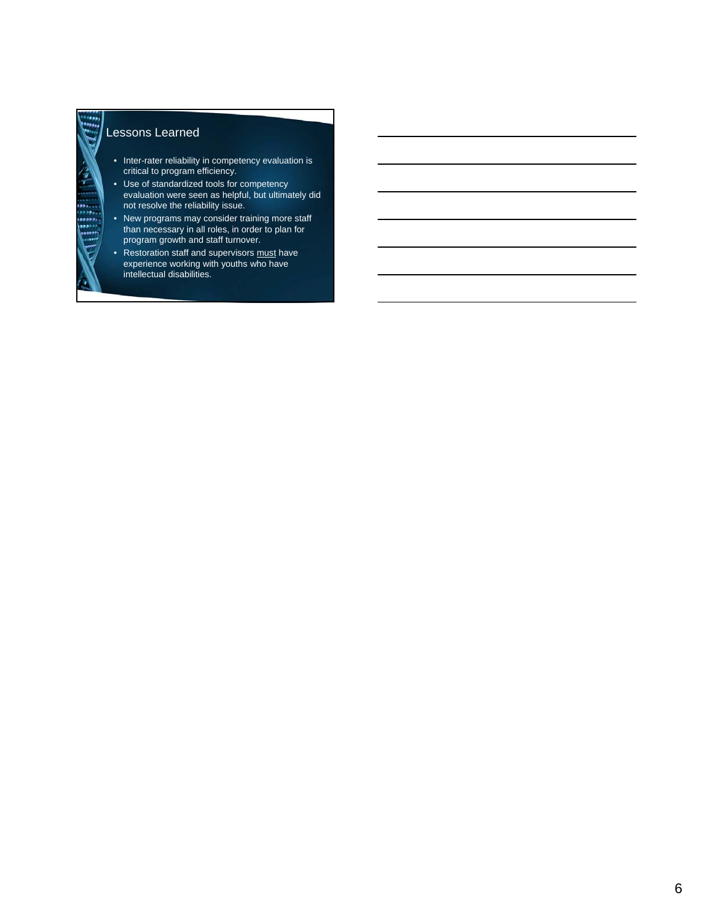## Lessons Learned

- Inter-rater reliability in competency evaluation is critical to program efficiency.
- Use of standardized tools for competency evaluation were seen as helpful, but ultimately did not resolve the reliability issue.
- New programs may consider training more staff than necessary in all roles, in order to plan for program growth and staff turnover.
- Restoration staff and supervisors <u>must</u> have experience working with youths who have intellectual disabilities.